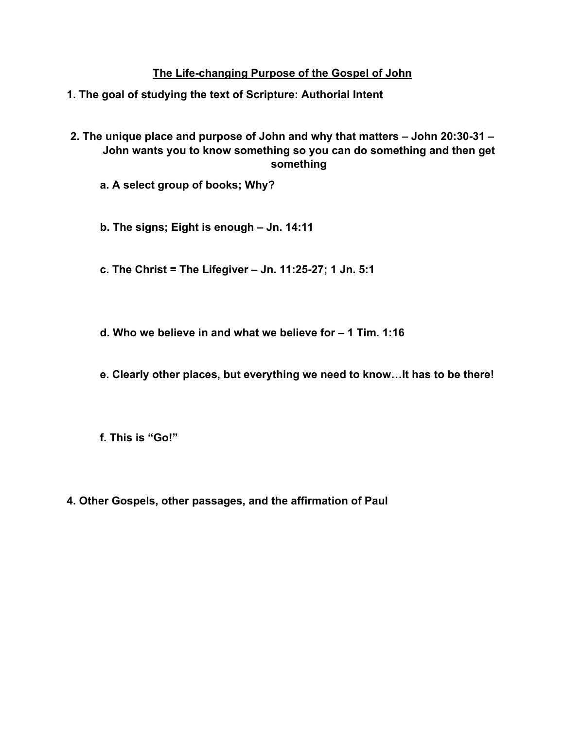# The Life-changing Purpose of the Gospel of John

**1. The goal of studying the text of Scripture: Authorial Intent**

**2. The unique place and purpose of John and why that matters – John 20:30-31 – John wants you to know something so you can do something and then get something**

**a. A select group of books; Why?**

**b. The signs; Eight is enough – Jn. 14:11**

**c. The Christ = The Lifegiver – Jn. 11:25-27; 1 Jn. 5:1**

**d. Who we believe in and what we believe for – 1 Tim. 1:16**

**e. Clearly other places, but everything we need to know…It has to be there!**

**f. This is "Go!"**

**4. Other Gospels, other passages, and the affirmation of Paul**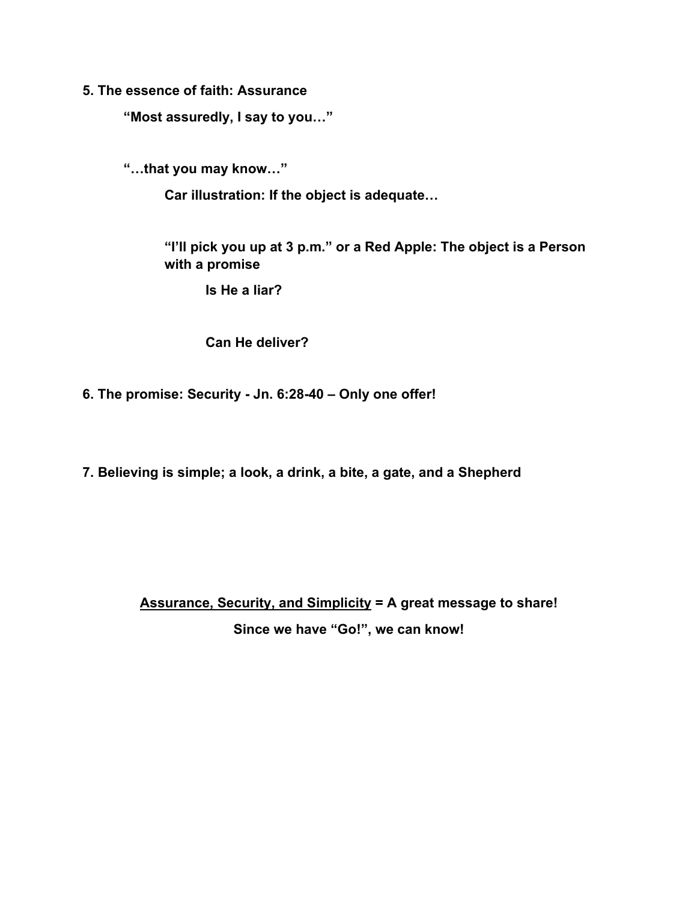**5. The essence of faith: Assurance**

> **"Most assuredly, I say to you…"**
>
> **"…that you may know…"**
>
> > **Car illustration: If the object is adequate…**
> >
> > **"I'll pick you up at 3 p.m." or a Red Apple: The object is a Person with a promise**
> >
> > > **Is He a liar?**
> > >
> > > **Can He deliver?**

**6. The promise: Security - Jn. 6:28-40 – Only one offer!**

**7. Believing is simple; a look, a drink, a bite, a gate, and a Shepherd**

**<u>Assurance, Security, and Simplicity</u> = A great message to share!**

**Since we have "Go!", we can know!**